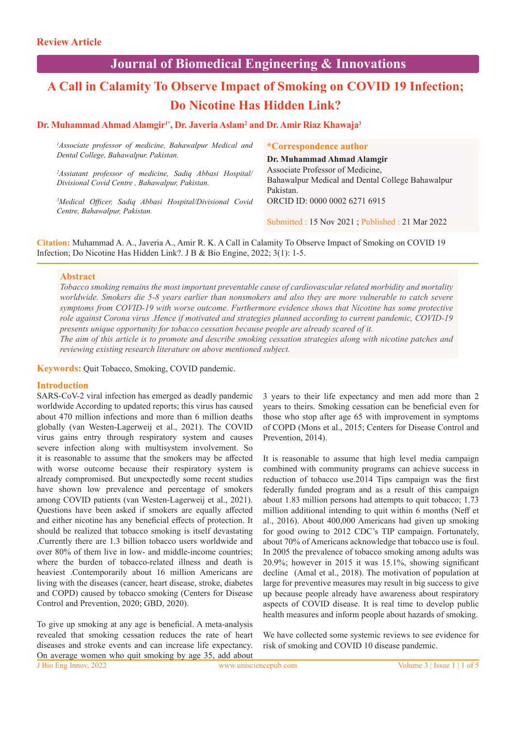Review Article

Journal of Biomedical Engineering & Innovations

# A Call in Calamity To Observe Impact of Smoking on COVID 19 Infection; Do Nicotine Has Hidden Link?

**Dr. Muhammad Ahmad Alamgir[1*], Dr. Javeria Aslam[2] and Dr. Amir Riaz Khawaja[3]**

[1]*Associate professor of medicine, Bahawalpur Medical and Dental College, Bahawalpur. Pakistan.*

[2]*Assiatant professor of medicine, Sadiq Abbasi Hospital/ Divisional Covid Centre , Bahawalpur, Pakistan.*

[3]*Medical Officer, Sadiq Abbasi Hospital/Divisional Covid Centre, Bahawalpur, Pakistan.*

**\*Correspondence author**

**Dr. Muhammad Ahmad Alamgir**
Associate Professor of Medicine,
Bahawalpur Medical and Dental College Bahawalpur Pakistan.
ORCID ID: 0000 0002 6271 6915

Submitted : 15 Nov 2021 ; Published : 21 Mar 2022

**Citation:** Muhammad A. A., Javeria A., Amir R. K. A Call in Calamity To Observe Impact of Smoking on COVID 19 Infection; Do Nicotine Has Hidden Link?. J B & Bio Engine, 2022; 3(1): 1-5.

## Abstract

*Tobacco smoking remains the most important preventable cause of cardiovascular related morbidity and mortality worldwide. Smokers die 5-8 years earlier than nonsmokers and also they are more vulnerable to catch severe symptoms from COVID-19 with worse outcome. Furthermore evidence shows that Nicotine has some protective role against Corona virus .Hence if motivated and strategies planned according to current pandemic, COVID-19 presents unique opportunity for tobacco cessation because people are already scared of it.*

*The aim of this article is to promote and describe smoking cessation strategies along with nicotine patches and reviewing existing research literature on above mentioned subject.*

**Keywords:** Quit Tobacco, Smoking, COVID pandemic.

## Introduction

SARS-CoV-2 viral infection has emerged as deadly pandemic worldwide According to updated reports; this virus has caused about 470 million infections and more than 6 million deaths globally (van Westen-Lagerweij et al., 2021). The COVID virus gains entry through respiratory system and causes severe infection along with multisystem involvement. So it is reasonable to assume that the smokers may be affected with worse outcome because their respiratory system is already compromised. But unexpectedly some recent studies have shown low prevalence and percentage of smokers among COVID patients (van Westen-Lagerweij et al., 2021). Questions have been asked if smokers are equally affected and either nicotine has any beneficial effects of protection. It should be realized that tobacco smoking is itself devastating .Currently there are 1.3 billion tobacco users worldwide and over 80% of them live in low- and middle-income countries; where the burden of tobacco-related illness and death is heaviest .Contemporarily about 16 million Americans are living with the diseases (cancer, heart disease, stroke, diabetes and COPD) caused by tobacco smoking (Centers for Disease Control and Prevention, 2020; GBD, 2020).

To give up smoking at any age is beneficial. A meta-analysis revealed that smoking cessation reduces the rate of heart diseases and stroke events and can increase life expectancy. On average women who quit smoking by age 35, add about 3 years to their life expectancy and men add more than 2 years to theirs. Smoking cessation can be beneficial even for those who stop after age 65 with improvement in symptoms of COPD (Mons et al., 2015; Centers for Disease Control and Prevention, 2014).

It is reasonable to assume that high level media campaign combined with community programs can achieve success in reduction of tobacco use.2014 Tips campaign was the first federally funded program and as a result of this campaign about 1.83 million persons had attempts to quit tobacco; 1.73 million additional intending to quit within 6 months (Neff et al., 2016). About 400,000 Americans had given up smoking for good owing to 2012 CDC's TIP campaign. Fortunately, about 70% of Americans acknowledge that tobacco use is foul. In 2005 the prevalence of tobacco smoking among adults was 20.9%; however in 2015 it was 15.1%, showing significant decline (Amal et al., 2018). The motivation of population at large for preventive measures may result in big success to give up because people already have awareness about respiratory aspects of COVID disease. It is real time to develop public health measures and inform people about hazards of smoking.

We have collected some systemic reviews to see evidence for risk of smoking and COVID 10 disease pandemic.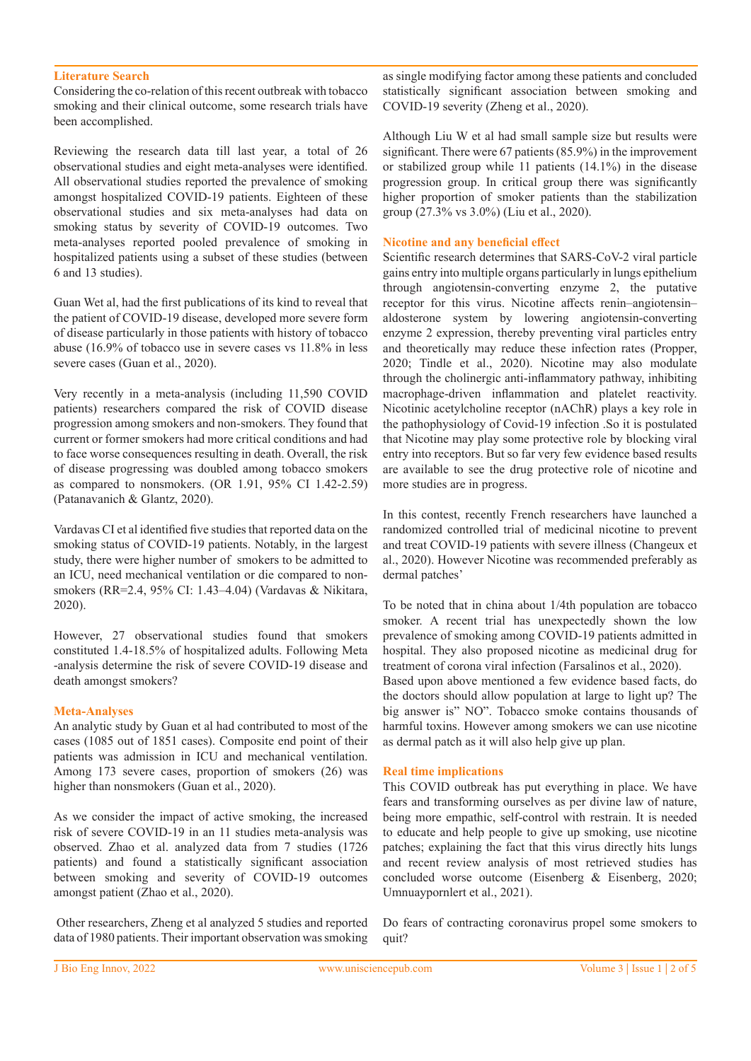## Literature Search

Considering the co-relation of this recent outbreak with tobacco smoking and their clinical outcome, some research trials have been accomplished.

Reviewing the research data till last year, a total of 26 observational studies and eight meta-analyses were identified. All observational studies reported the prevalence of smoking amongst hospitalized COVID-19 patients. Eighteen of these observational studies and six meta-analyses had data on smoking status by severity of COVID-19 outcomes. Two meta-analyses reported pooled prevalence of smoking in hospitalized patients using a subset of these studies (between 6 and 13 studies).

Guan Wet al, had the first publications of its kind to reveal that the patient of COVID-19 disease, developed more severe form of disease particularly in those patients with history of tobacco abuse (16.9% of tobacco use in severe cases vs 11.8% in less severe cases (Guan et al., 2020).

Very recently in a meta-analysis (including 11,590 COVID patients) researchers compared the risk of COVID disease progression among smokers and non-smokers. They found that current or former smokers had more critical conditions and had to face worse consequences resulting in death. Overall, the risk of disease progressing was doubled among tobacco smokers as compared to nonsmokers. (OR 1.91, 95% CI 1.42-2.59) (Patanavanich & Glantz, 2020).

Vardavas CI et al identified five studies that reported data on the smoking status of COVID-19 patients. Notably, in the largest study, there were higher number of smokers to be admitted to an ICU, need mechanical ventilation or die compared to non-smokers (RR=2.4, 95% CI: 1.43–4.04) (Vardavas & Nikitara, 2020).

However, 27 observational studies found that smokers constituted 1.4-18.5% of hospitalized adults. Following Meta -analysis determine the risk of severe COVID-19 disease and death amongst smokers?

## Meta-Analyses

An analytic study by Guan et al had contributed to most of the cases (1085 out of 1851 cases). Composite end point of their patients was admission in ICU and mechanical ventilation. Among 173 severe cases, proportion of smokers (26) was higher than nonsmokers (Guan et al., 2020).

As we consider the impact of active smoking, the increased risk of severe COVID-19 in an 11 studies meta-analysis was observed. Zhao et al. analyzed data from 7 studies (1726 patients) and found a statistically significant association between smoking and severity of COVID-19 outcomes amongst patient (Zhao et al., 2020).

Other researchers, Zheng et al analyzed 5 studies and reported data of 1980 patients. Their important observation was smoking as single modifying factor among these patients and concluded statistically significant association between smoking and COVID-19 severity (Zheng et al., 2020).

Although Liu W et al had small sample size but results were significant. There were 67 patients (85.9%) in the improvement or stabilized group while 11 patients (14.1%) in the disease progression group. In critical group there was significantly higher proportion of smoker patients than the stabilization group (27.3% vs 3.0%) (Liu et al., 2020).

## Nicotine and any beneficial effect

Scientific research determines that SARS-CoV-2 viral particle gains entry into multiple organs particularly in lungs epithelium through angiotensin-converting enzyme 2, the putative receptor for this virus. Nicotine affects renin–angiotensin–aldosterone system by lowering angiotensin-converting enzyme 2 expression, thereby preventing viral particles entry and theoretically may reduce these infection rates (Propper, 2020; Tindle et al., 2020). Nicotine may also modulate through the cholinergic anti-inflammatory pathway, inhibiting macrophage-driven inflammation and platelet reactivity. Nicotinic acetylcholine receptor (nAChR) plays a key role in the pathophysiology of Covid-19 infection .So it is postulated that Nicotine may play some protective role by blocking viral entry into receptors. But so far very few evidence based results are available to see the drug protective role of nicotine and more studies are in progress.

In this contest, recently French researchers have launched a randomized controlled trial of medicinal nicotine to prevent and treat COVID-19 patients with severe illness (Changeux et al., 2020). However Nicotine was recommended preferably as dermal patches'

To be noted that in china about 1/4th population are tobacco smoker. A recent trial has unexpectedly shown the low prevalence of smoking among COVID-19 patients admitted in hospital. They also proposed nicotine as medicinal drug for treatment of corona viral infection (Farsalinos et al., 2020).

Based upon above mentioned a few evidence based facts, do the doctors should allow population at large to light up? The big answer is" NO". Tobacco smoke contains thousands of harmful toxins. However among smokers we can use nicotine as dermal patch as it will also help give up plan.

## Real time implications

This COVID outbreak has put everything in place. We have fears and transforming ourselves as per divine law of nature, being more empathic, self-control with restrain. It is needed to educate and help people to give up smoking, use nicotine patches; explaining the fact that this virus directly hits lungs and recent review analysis of most retrieved studies has concluded worse outcome (Eisenberg & Eisenberg, 2020; Umnuaypornlert et al., 2021).

Do fears of contracting coronavirus propel some smokers to quit?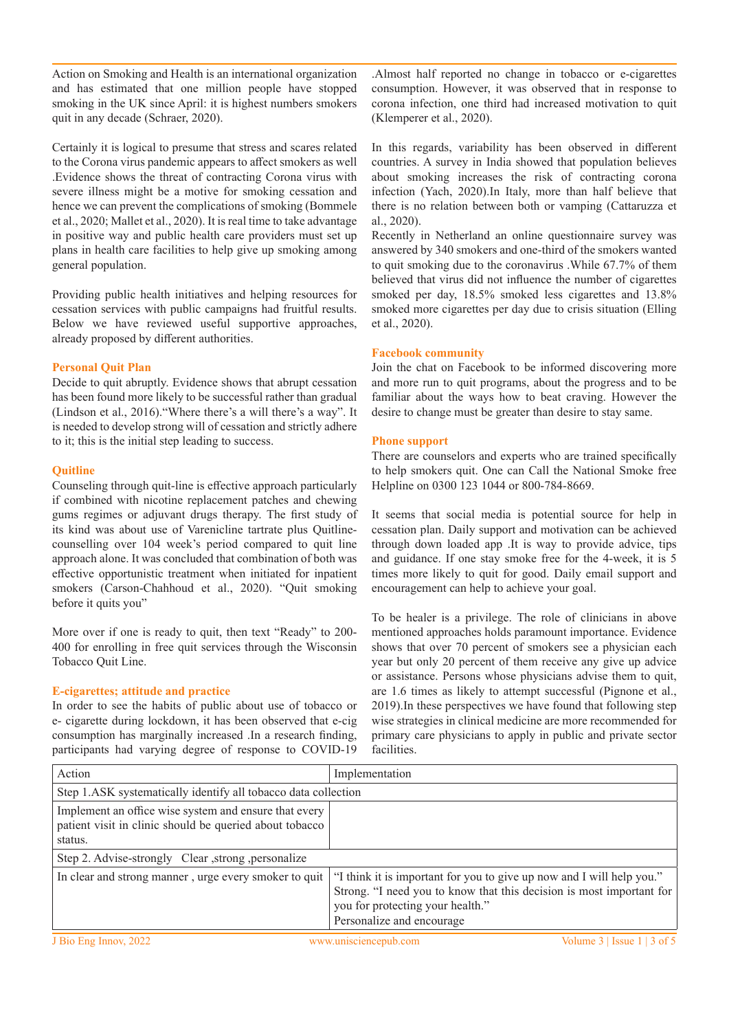Action on Smoking and Health is an international organization and has estimated that one million people have stopped smoking in the UK since April: it is highest numbers smokers quit in any decade (Schraer, 2020).

Certainly it is logical to presume that stress and scares related to the Corona virus pandemic appears to affect smokers as well .Evidence shows the threat of contracting Corona virus with severe illness might be a motive for smoking cessation and hence we can prevent the complications of smoking (Bommele et al., 2020; Mallet et al., 2020). It is real time to take advantage in positive way and public health care providers must set up plans in health care facilities to help give up smoking among general population.

Providing public health initiatives and helping resources for cessation services with public campaigns had fruitful results. Below we have reviewed useful supportive approaches, already proposed by different authorities.

### Personal Quit Plan

Decide to quit abruptly. Evidence shows that abrupt cessation has been found more likely to be successful rather than gradual (Lindson et al., 2016)."Where there's a will there's a way". It is needed to develop strong will of cessation and strictly adhere to it; this is the initial step leading to success.

### Quitline

Counseling through quit-line is effective approach particularly if combined with nicotine replacement patches and chewing gums regimes or adjuvant drugs therapy. The first study of its kind was about use of Varenicline tartrate plus Quitline-counselling over 104 week's period compared to quit line approach alone. It was concluded that combination of both was effective opportunistic treatment when initiated for inpatient smokers (Carson-Chahhoud et al., 2020). "Quit smoking before it quits you"

More over if one is ready to quit, then text "Ready" to 200-400 for enrolling in free quit services through the Wisconsin Tobacco Quit Line.

### E-cigarettes; attitude and practice

In order to see the habits of public about use of tobacco or e- cigarette during lockdown, it has been observed that e-cig consumption has marginally increased .In a research finding, participants had varying degree of response to COVID-19 .Almost half reported no change in tobacco or e-cigarettes consumption. However, it was observed that in response to corona infection, one third had increased motivation to quit (Klemperer et al., 2020).

In this regards, variability has been observed in different countries. A survey in India showed that population believes about smoking increases the risk of contracting corona infection (Yach, 2020).In Italy, more than half believe that there is no relation between both or vamping (Cattaruzza et al., 2020).

Recently in Netherland an online questionnaire survey was answered by 340 smokers and one-third of the smokers wanted to quit smoking due to the coronavirus .While 67.7% of them believed that virus did not influence the number of cigarettes smoked per day, 18.5% smoked less cigarettes and 13.8% smoked more cigarettes per day due to crisis situation (Elling et al., 2020).

### Facebook community

Join the chat on Facebook to be informed discovering more and more run to quit programs, about the progress and to be familiar about the ways how to beat craving. However the desire to change must be greater than desire to stay same.

### Phone support

There are counselors and experts who are trained specifically to help smokers quit. One can Call the National Smoke free Helpline on 0300 123 1044 or 800-784-8669.

It seems that social media is potential source for help in cessation plan. Daily support and motivation can be achieved through down loaded app .It is way to provide advice, tips and guidance. If one stay smoke free for the 4-week, it is 5 times more likely to quit for good. Daily email support and encouragement can help to achieve your goal.

To be healer is a privilege. The role of clinicians in above mentioned approaches holds paramount importance. Evidence shows that over 70 percent of smokers see a physician each year but only 20 percent of them receive any give up advice or assistance. Persons whose physicians advise them to quit, are 1.6 times as likely to attempt successful (Pignone et al., 2019).In these perspectives we have found that following step wise strategies in clinical medicine are more recommended for primary care physicians to apply in public and private sector facilities.

| Action | Implementation |
|---|---|
| Step 1.ASK systematically identify all tobacco data collection | |
| Implement an office wise system and ensure that every patient visit in clinic should be queried about tobacco status. | |
| Step 2. Advise-strongly Clear ,strong ,personalize | |
| In clear and strong manner , urge every smoker to quit | "I think it is important for you to give up now and I will help you." Strong. "I need you to know that this decision is most important for you for protecting your health." Personalize and encourage |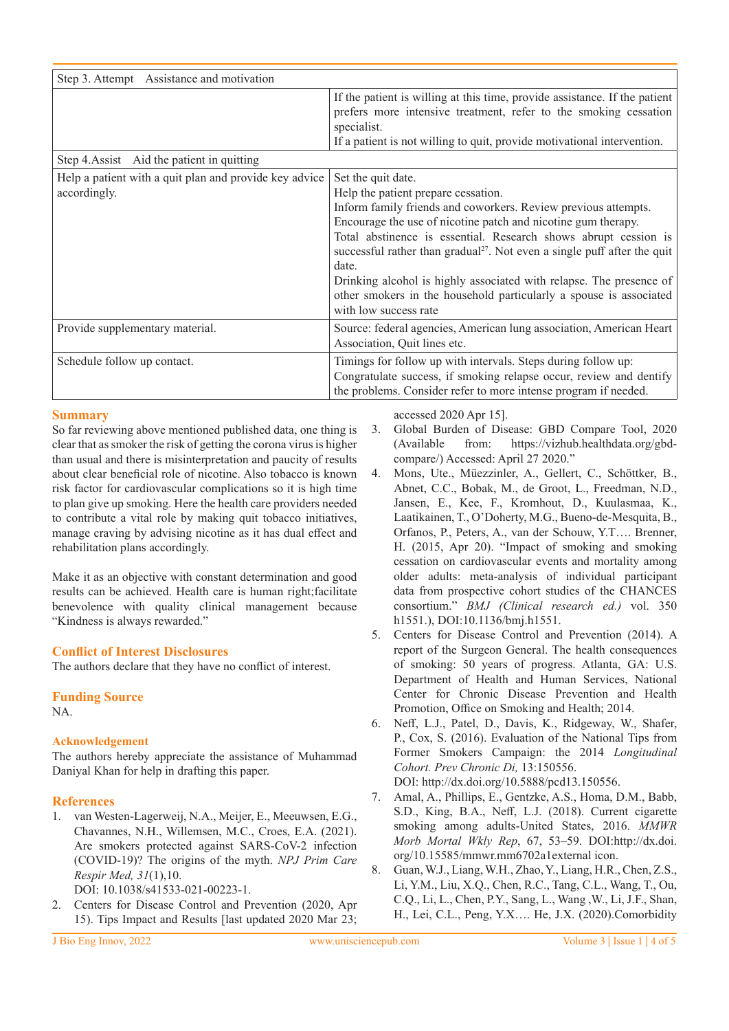| | |
|---|---|
| Step 3. Attempt Assistance and motivation | |
| | If the patient is willing at this time, provide assistance. If the patient prefers more intensive treatment, refer to the smoking cessation specialist.<br>If a patient is not willing to quit, provide motivational intervention. |
| Step 4.Assist Aid the patient in quitting | |
| Help a patient with a quit plan and provide key advice accordingly. | Set the quit date.<br>Help the patient prepare cessation.<br>Inform family friends and coworkers. Review previous attempts.<br>Encourage the use of nicotine patch and nicotine gum therapy.<br>Total abstinence is essential. Research shows abrupt cession is successful rather than gradual[27]. Not even a single puff after the quit date.<br>Drinking alcohol is highly associated with relapse. The presence of other smokers in the household particularly a spouse is associated with low success rate |
| Provide supplementary material. | Source: federal agencies, American lung association, American Heart Association, Quit lines etc. |
| Schedule follow up contact. | Timings for follow up with intervals. Steps during follow up:<br>Congratulate success, if smoking relapse occur, review and dentify the problems. Consider refer to more intense program if needed. |

## Summary

So far reviewing above mentioned published data, one thing is clear that as smoker the risk of getting the corona virus is higher than usual and there is misinterpretation and paucity of results about clear beneficial role of nicotine. Also tobacco is known risk factor for cardiovascular complications so it is high time to plan give up smoking. Here the health care providers needed to contribute a vital role by making quit tobacco initiatives, manage craving by advising nicotine as it has dual effect and rehabilitation plans accordingly.

Make it as an objective with constant determination and good results can be achieved. Health care is human right;facilitate benevolence with quality clinical management because "Kindness is always rewarded."

## Conflict of Interest Disclosures

The authors declare that they have no conflict of interest.

## Funding Source

NA.

## Acknowledgement

The authors hereby appreciate the assistance of Muhammad Daniyal Khan for help in drafting this paper.

## References

1. van Westen-Lagerweij, N.A., Meijer, E., Meeuwsen, E.G., Chavannes, N.H., Willemsen, M.C., Croes, E.A. (2021). Are smokers protected against SARS-CoV-2 infection (COVID-19)? The origins of the myth. *NPJ Prim Care Respir Med, 31*(1),10.
   DOI: 10.1038/s41533-021-00223-1.
2. Centers for Disease Control and Prevention (2020, Apr 15). Tips Impact and Results [last updated 2020 Mar 23; accessed 2020 Apr 15].
3. Global Burden of Disease: GBD Compare Tool, 2020 (Available from: https://vizhub.healthdata.org/gbd-compare/) Accessed: April 27 2020."
4. Mons, Ute., Müezzinler, A., Gellert, C., Schöttker, B., Abnet, C.C., Bobak, M., de Groot, L., Freedman, N.D., Jansen, E., Kee, F., Kromhout, D., Kuulasmaa, K., Laatikainen, T., O'Doherty, M.G., Bueno-de-Mesquita, B., Orfanos, P., Peters, A., van der Schouw, Y.T…. Brenner, H. (2015, Apr 20). "Impact of smoking and smoking cessation on cardiovascular events and mortality among older adults: meta-analysis of individual participant data from prospective cohort studies of the CHANCES consortium." *BMJ (Clinical research ed.)* vol. 350 h1551.), DOI:10.1136/bmj.h1551.
5. Centers for Disease Control and Prevention (2014). A report of the Surgeon General. The health consequences of smoking: 50 years of progress. Atlanta, GA: U.S. Department of Health and Human Services, National Center for Chronic Disease Prevention and Health Promotion, Office on Smoking and Health; 2014.
6. Neff, L.J., Patel, D., Davis, K., Ridgeway, W., Shafer, P., Cox, S. (2016). Evaluation of the National Tips from Former Smokers Campaign: the 2014 *Longitudinal Cohort. Prev Chronic Di,* 13:150556.
   DOI: http://dx.doi.org/10.5888/pcd13.150556.
7. Amal, A., Phillips, E., Gentzke, A.S., Homa, D.M., Babb, S.D., King, B.A., Neff, L.J. (2018). Current cigarette smoking among adults-United States, 2016. *MMWR Morb Mortal Wkly Rep*, 67, 53–59. DOI:http://dx.doi.org/10.15585/mmwr.mm6702a1external icon.
8. Guan, W.J., Liang, W.H., Zhao, Y., Liang, H.R., Chen, Z.S., Li, Y.M., Liu, X.Q., Chen, R.C., Tang, C.L., Wang, T., Ou, C.Q., Li, L., Chen, P.Y., Sang, L., Wang ,W., Li, J.F., Shan, H., Lei, C.L., Peng, Y.X…. He, J.X. (2020).Comorbidity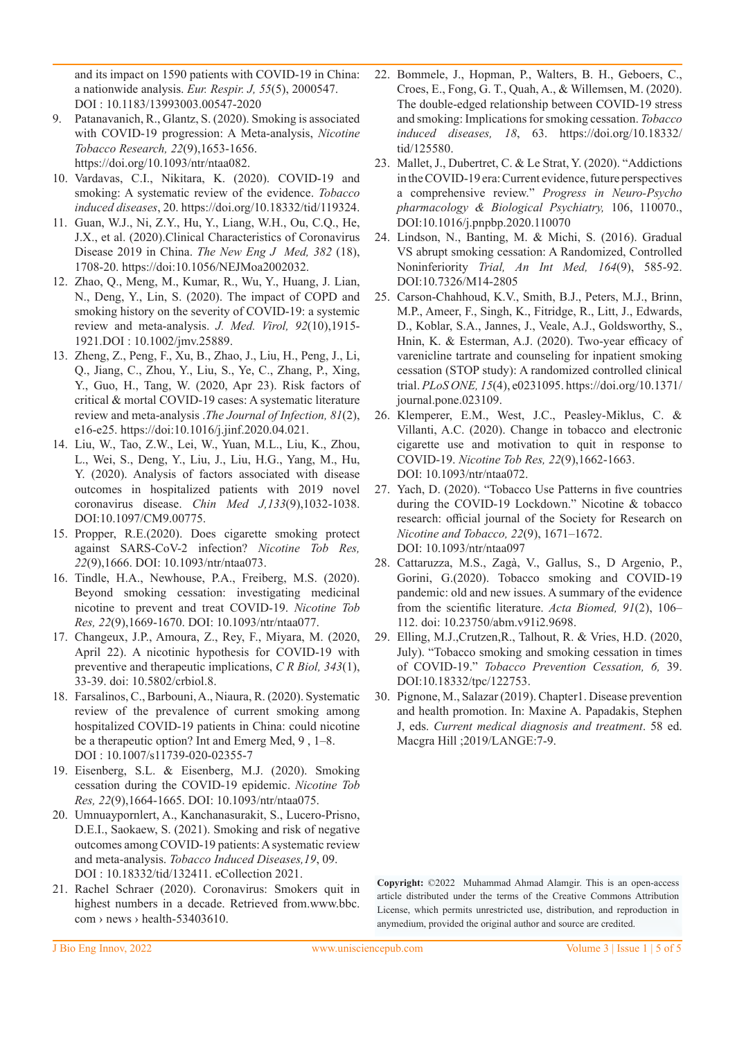and its impact on 1590 patients with COVID-19 in China: a nationwide analysis. *Eur. Respir. J, 55*(5), 2000547. DOI : 10.1183/13993003.00547-2020

9. Patanavanich, R., Glantz, S. (2020). Smoking is associated with COVID-19 progression: A Meta-analysis, *Nicotine Tobacco Research, 22*(9),1653-1656. https://doi.org/10.1093/ntr/ntaa082.
10. Vardavas, C.I., Nikitara, K. (2020). COVID-19 and smoking: A systematic review of the evidence. *Tobacco induced diseases*, 20. https://doi.org/10.18332/tid/119324.
11. Guan, W.J., Ni, Z.Y., Hu, Y., Liang, W.H., Ou, C.Q., He, J.X., et al. (2020).Clinical Characteristics of Coronavirus Disease 2019 in China. *The New Eng J Med, 382* (18), 1708-20. https://doi:10.1056/NEJMoa2002032.
12. Zhao, Q., Meng, M., Kumar, R., Wu, Y., Huang, J. Lian, N., Deng, Y., Lin, S. (2020). The impact of COPD and smoking history on the severity of COVID-19: a systemic review and meta-analysis. *J. Med. Virol, 92*(10),1915-1921.DOI : 10.1002/jmv.25889.
13. Zheng, Z., Peng, F., Xu, B., Zhao, J., Liu, H., Peng, J., Li, Q., Jiang, C., Zhou, Y., Liu, S., Ye, C., Zhang, P., Xing, Y., Guo, H., Tang, W. (2020, Apr 23). Risk factors of critical & mortal COVID-19 cases: A systematic literature review and meta-analysis .*The Journal of Infection, 81*(2), e16-e25. https://doi:10.1016/j.jinf.2020.04.021.
14. Liu, W., Tao, Z.W., Lei, W., Yuan, M.L., Liu, K., Zhou, L., Wei, S., Deng, Y., Liu, J., Liu, H.G., Yang, M., Hu, Y. (2020). Analysis of factors associated with disease outcomes in hospitalized patients with 2019 novel coronavirus disease. *Chin Med J,133*(9),1032-1038. DOI:10.1097/CM9.00775.
15. Propper, R.E.(2020). Does cigarette smoking protect against SARS-CoV-2 infection? *Nicotine Tob Res, 22*(9),1666. DOI: 10.1093/ntr/ntaa073.
16. Tindle, H.A., Newhouse, P.A., Freiberg, M.S. (2020). Beyond smoking cessation: investigating medicinal nicotine to prevent and treat COVID-19. *Nicotine Tob Res, 22*(9),1669-1670. DOI: 10.1093/ntr/ntaa077.
17. Changeux, J.P., Amoura, Z., Rey, F., Miyara, M. (2020, April 22). A nicotinic hypothesis for COVID-19 with preventive and therapeutic implications, *C R Biol, 343*(1), 33-39. doi: 10.5802/crbiol.8.
18. Farsalinos, C., Barbouni, A., Niaura, R. (2020). Systematic review of the prevalence of current smoking among hospitalized COVID-19 patients in China: could nicotine be a therapeutic option? Int and Emerg Med, 9 , 1–8. DOI : 10.1007/s11739-020-02355-7
19. Eisenberg, S.L. & Eisenberg, M.J. (2020). Smoking cessation during the COVID-19 epidemic. *Nicotine Tob Res, 22*(9),1664-1665. DOI: 10.1093/ntr/ntaa075.
20. Umnuaypornlert, A., Kanchanasurakit, S., Lucero-Prisno, D.E.I., Saokaew, S. (2021). Smoking and risk of negative outcomes among COVID-19 patients: A systematic review and meta-analysis. *Tobacco Induced Diseases,19*, 09. DOI : 10.18332/tid/132411. eCollection 2021.
21. Rachel Schraer (2020). Coronavirus: Smokers quit in highest numbers in a decade. Retrieved from.www.bbc.com › news › health-53403610.
22. Bommele, J., Hopman, P., Walters, B. H., Geboers, C., Croes, E., Fong, G. T., Quah, A., & Willemsen, M. (2020). The double-edged relationship between COVID-19 stress and smoking: Implications for smoking cessation. *Tobacco induced diseases, 18*, 63. https://doi.org/10.18332/tid/125580.
23. Mallet, J., Dubertret, C. & Le Strat, Y. (2020). "Addictions in the COVID-19 era: Current evidence, future perspectives a comprehensive review." *Progress in Neuro-Psycho pharmacology & Biological Psychiatry,* 106, 110070., DOI:10.1016/j.pnpbp.2020.110070
24. Lindson, N., Banting, M. & Michi, S. (2016). Gradual VS abrupt smoking cessation: A Randomized, Controlled Noninferiority *Trial, An Int Med, 164*(9), 585-92. DOI:10.7326/M14-2805
25. Carson-Chahhoud, K.V., Smith, B.J., Peters, M.J., Brinn, M.P., Ameer, F., Singh, K., Fitridge, R., Litt, J., Edwards, D., Koblar, S.A., Jannes, J., Veale, A.J., Goldsworthy, S., Hnin, K. & Esterman, A.J. (2020). Two-year efficacy of varenicline tartrate and counseling for inpatient smoking cessation (STOP study): A randomized controlled clinical trial. *PLoS ONE, 15*(4), e0231095. https://doi.org/10.1371/journal.pone.023109.
26. Klemperer, E.M., West, J.C., Peasley-Miklus, C. & Villanti, A.C. (2020). Change in tobacco and electronic cigarette use and motivation to quit in response to COVID-19. *Nicotine Tob Res, 22*(9),1662-1663. DOI: 10.1093/ntr/ntaa072.
27. Yach, D. (2020). "Tobacco Use Patterns in five countries during the COVID-19 Lockdown." Nicotine & tobacco research: official journal of the Society for Research on *Nicotine and Tobacco, 22*(9), 1671–1672. DOI: 10.1093/ntr/ntaa097
28. Cattaruzza, M.S., Zagà, V., Gallus, S., D Argenio, P., Gorini, G.(2020). Tobacco smoking and COVID-19 pandemic: old and new issues. A summary of the evidence from the scientific literature. *Acta Biomed, 91*(2), 106–112. doi: 10.23750/abm.v91i2.9698.
29. Elling, M.J.,Crutzen,R., Talhout, R. & Vries, H.D. (2020, July). "Tobacco smoking and smoking cessation in times of COVID-19." *Tobacco Prevention Cessation, 6,* 39. DOI:10.18332/tpc/122753.
30. Pignone, M., Salazar (2019). Chapter1. Disease prevention and health promotion. In: Maxine A. Papadakis, Stephen J, eds. *Current medical diagnosis and treatment*. 58 ed. Macgra Hill ;2019/LANGE:7-9.

**Copyright:** ©2022 Muhammad Ahmad Alamgir. This is an open-access article distributed under the terms of the Creative Commons Attribution License, which permits unrestricted use, distribution, and reproduction in anymedium, provided the original author and source are credited.